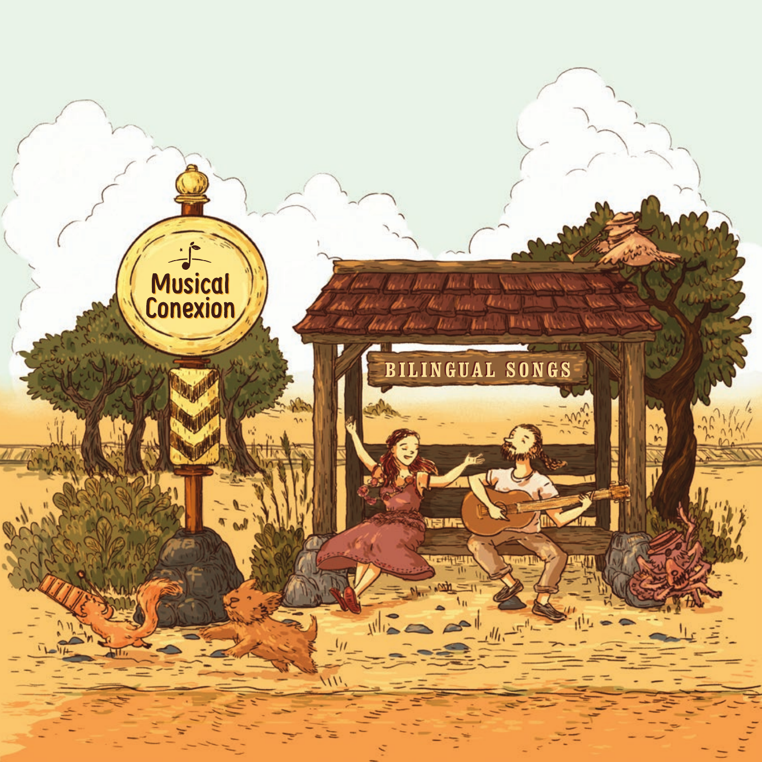# Musical Conexion

## BILINGUAL SONGS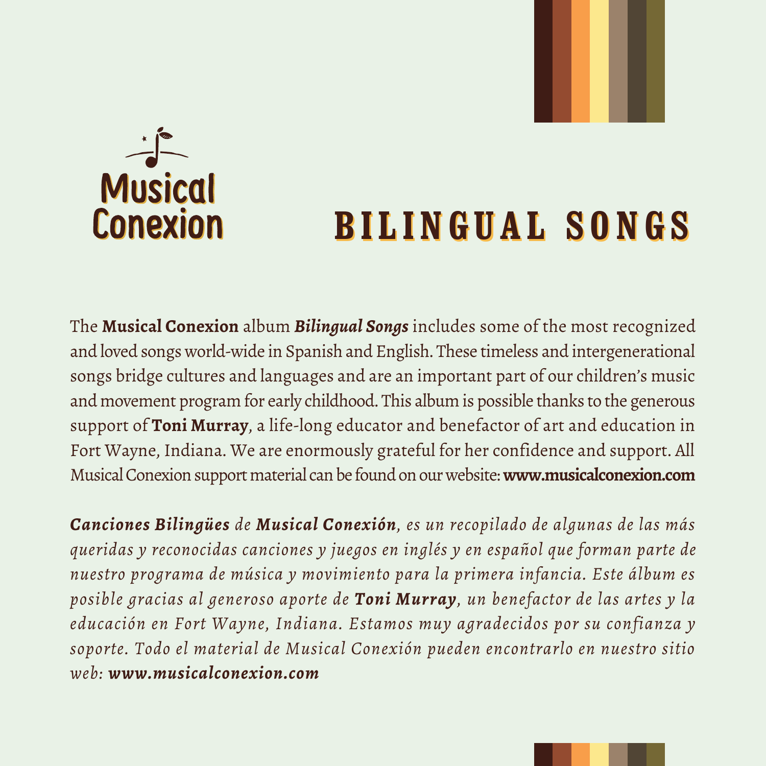Musical Conexion

# BILINGUAL SONGS

The **Musical Conexion** album ***Bilingual Songs*** includes some of the most recognized and loved songs world-wide in Spanish and English. These timeless and intergenerational songs bridge cultures and languages and are an important part of our children's music and movement program for early childhood. This album is possible thanks to the generous support of **Toni Murray**, a life-long educator and benefactor of art and education in Fort Wayne, Indiana. We are enormously grateful for her confidence and support. All Musical Conexion support material can be found on our website: **www.musicalconexion.com**

*__Canciones Bilingües__ de __Musical Conexión__, es un recopilado de algunas de las más queridas y reconocidas canciones y juegos en inglés y en español que forman parte de nuestro programa de música y movimiento para la primera infancia. Este álbum es posible gracias al generoso aporte de __Toni Murray__, un benefactor de las artes y la educación en Fort Wayne, Indiana. Estamos muy agradecidos por su confianza y soporte. Todo el material de Musical Conexión pueden encontrarlo en nuestro sitio web: __www.musicalconexion.com__*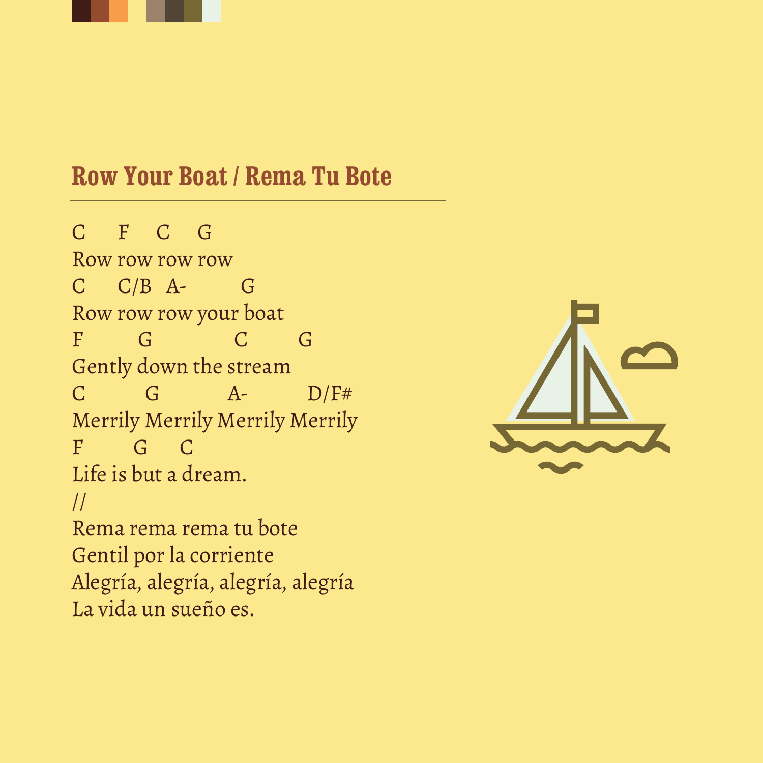## Row Your Boat / Rema Tu Bote

```
C      F     C     G
Row row row row
C      C/B   A-          G
Row row row your boat
F          G              C         G
Gently down the stream
C          G            A-          D/F#
Merrily Merrily Merrily Merrily
F         G      C
Life is but a dream.
//
```

Rema rema rema tu bote  
Gentil por la corriente  
Alegría, alegría, alegría, alegría  
La vida un sueño es.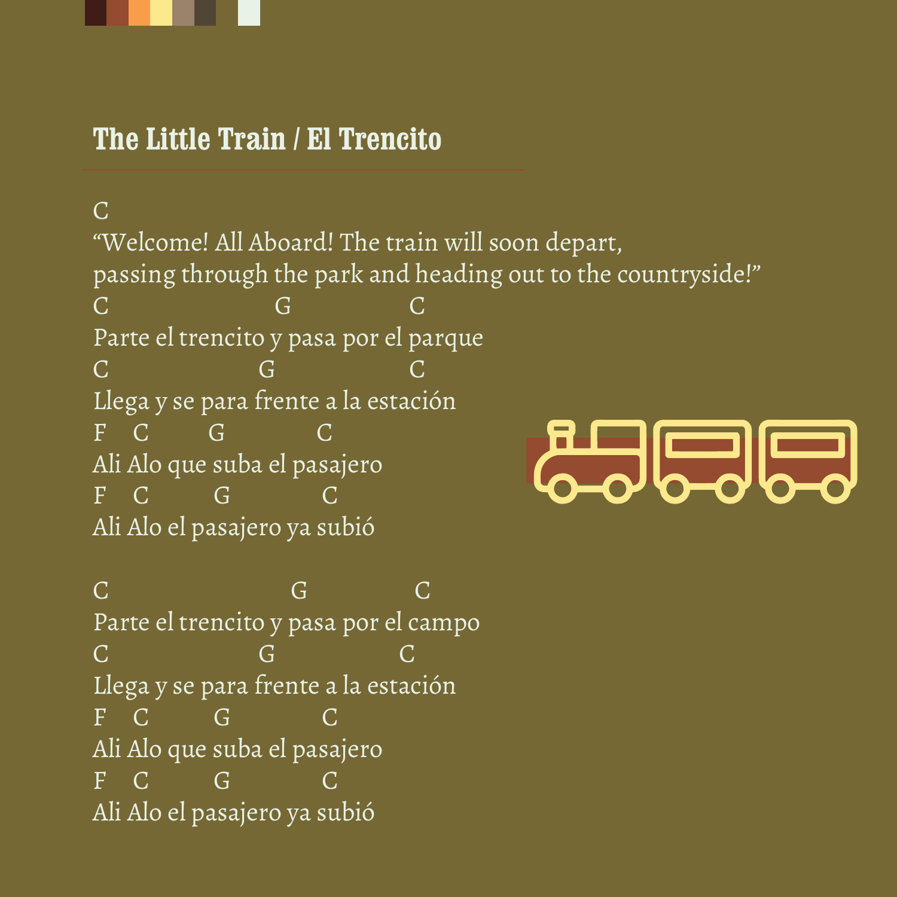## The Little Train / El Trencito

```
C
"Welcome! All Aboard! The train will soon depart,
passing through the park and heading out to the countryside!"
C                      G                C
Parte el trencito y pasa por el parque
C                    G                  C
Llega y se para frente a la estación
F    C         G             C
Ali Alo que suba el pasajero
F    C          G             C
Ali Alo el pasajero ya subió

C                        G               C
Parte el trencito y pasa por el campo
C                    G                C
Llega y se para frente a la estación
F    C          G             C
Ali Alo que suba el pasajero
F    C          G             C
Ali Alo el pasajero ya subió
```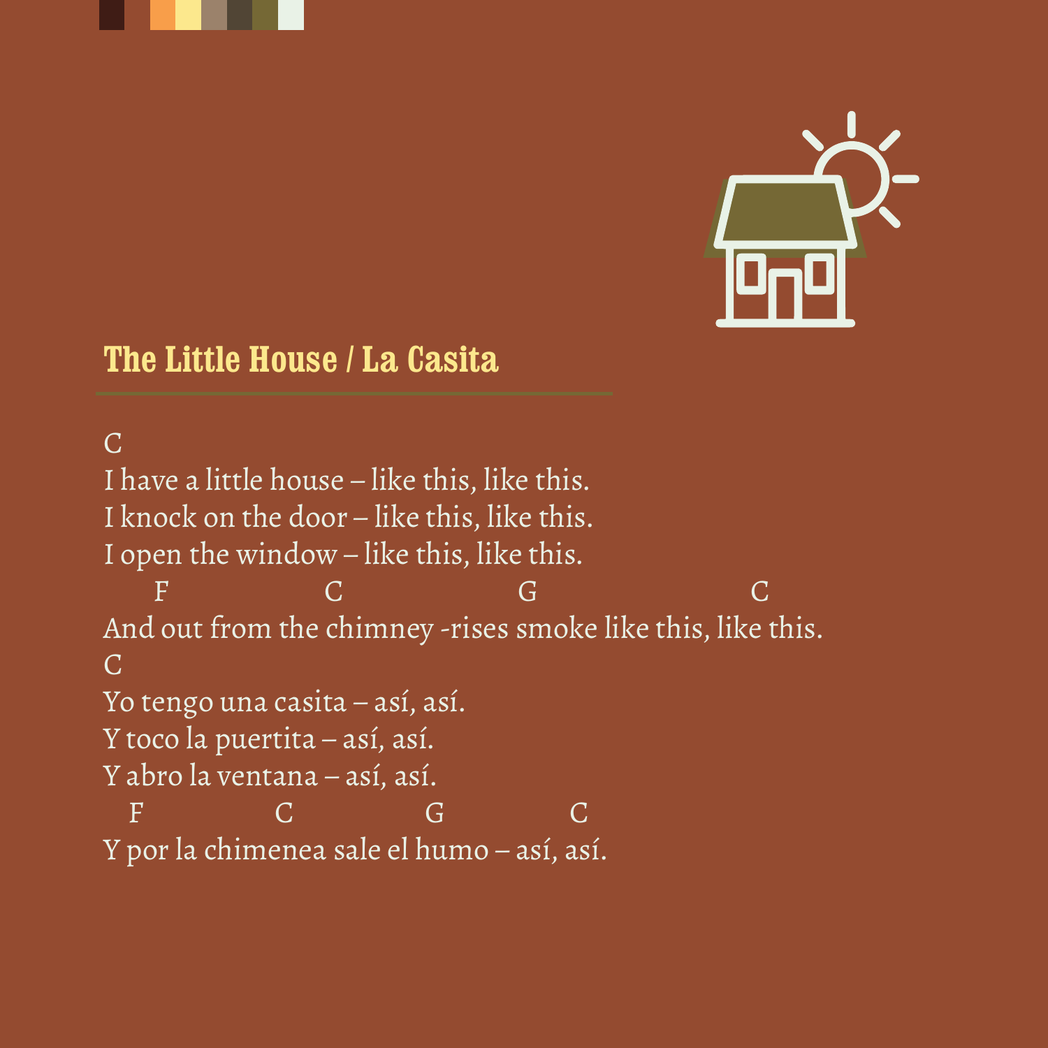## The Little House / La Casita

```
C
I have a little house – like this, like this.
I knock on the door – like this, like this.
I open the window – like this, like this.
      F                 C                   G                        C
And out from the chimney -rises smoke like this, like this.
C
Yo tengo una casita – así, así.
Y toco la puertita – así, así.
Y abro la ventana – así, así.
   F               C               G               C
Y por la chimenea sale el humo – así, así.
```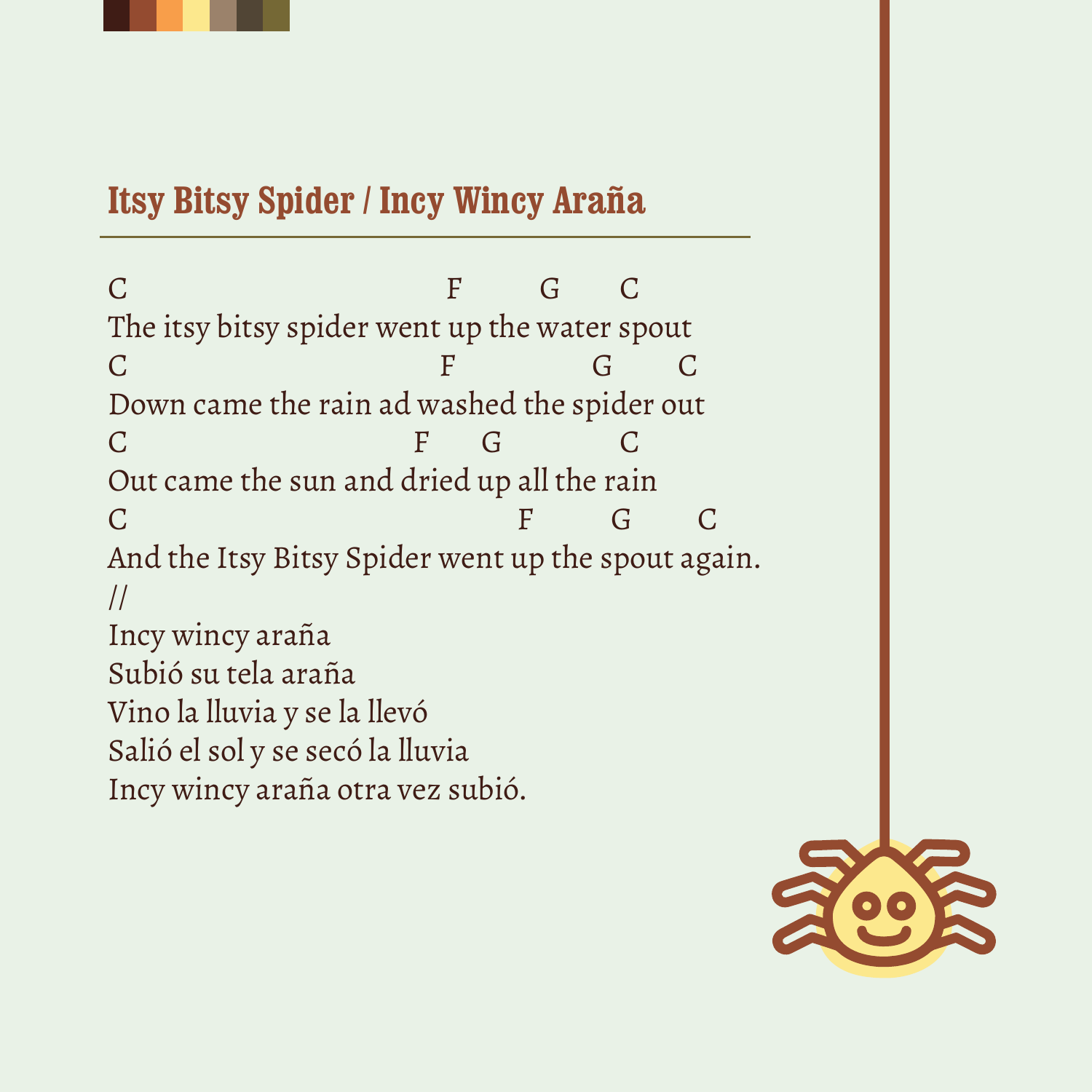## Itsy Bitsy Spider / Incy Wincy Araña

```
C                              F        G      C
The itsy bitsy spider went up the water spout
C                            F             G       C
Down came the rain ad washed the spider out
C                          F      G            C
Out came the sun and dried up all the rain
C                                     F        G       C
And the Itsy Bitsy Spider went up the spout again.
```

//

Incy wincy araña
Subió su tela araña
Vino la lluvia y se la llevó
Salió el sol y se secó la lluvia
Incy wincy araña otra vez subió.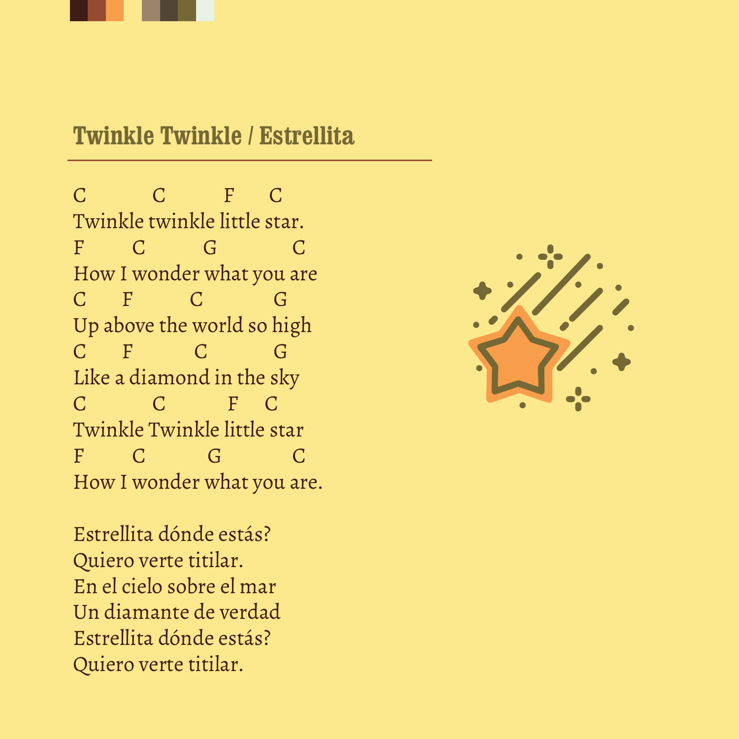## Twinkle Twinkle / Estrellita

```
C          C         F     C
Twinkle twinkle little star.
F       C         G           C
How I wonder what you are
C      F         C           G
Up above the world so high
C      F          C          G
Like a diamond in the sky
C          C          F    C
Twinkle Twinkle little star
F       C          G          C
How I wonder what you are.
```

Estrellita dónde estás?
Quiero verte titilar.
En el cielo sobre el mar
Un diamante de verdad
Estrellita dónde estás?
Quiero verte titilar.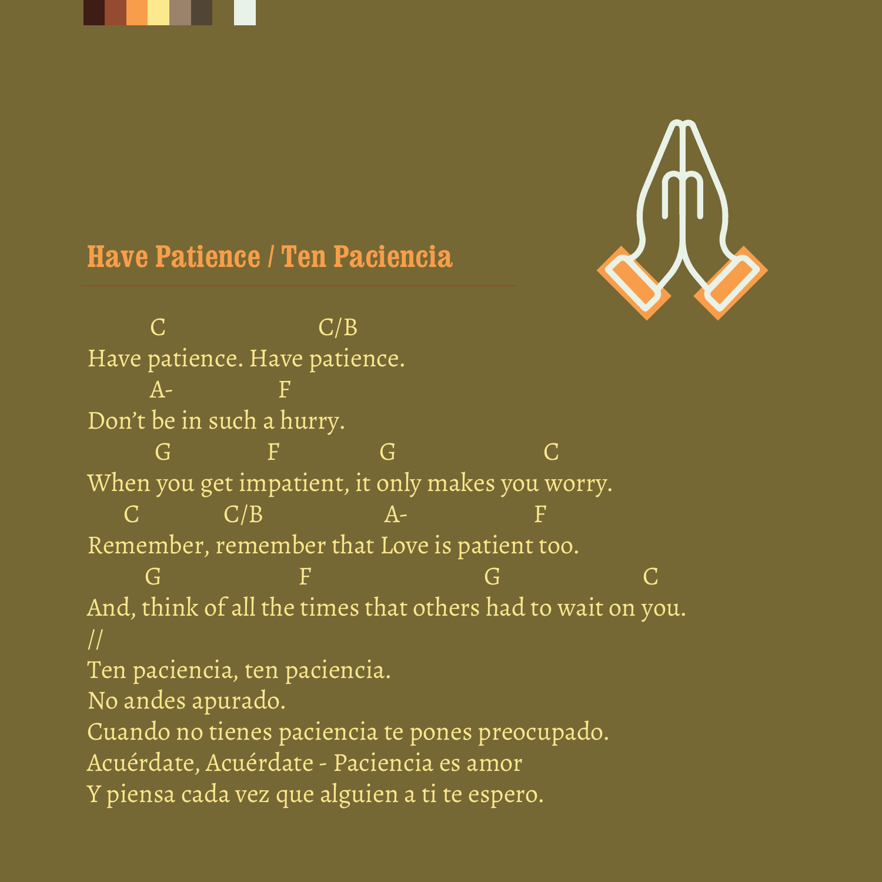## Have Patience / Ten Paciencia

```
       C                  C/B
Have patience. Have patience.
       A-             F
Don’t be in such a hurry.
        G           F           G                  C
When you get impatient, it only makes you worry.
    C          C/B               A-               F
Remember, remember that Love is patient too.
       G                 F                    G                  C
And, think of all the times that others had to wait on you.
//
```

Ten paciencia, ten paciencia.
No andes apurado.
Cuando no tienes paciencia te pones preocupado.
Acuérdate, Acuérdate - Paciencia es amor
Y piensa cada vez que alguien a ti te espero.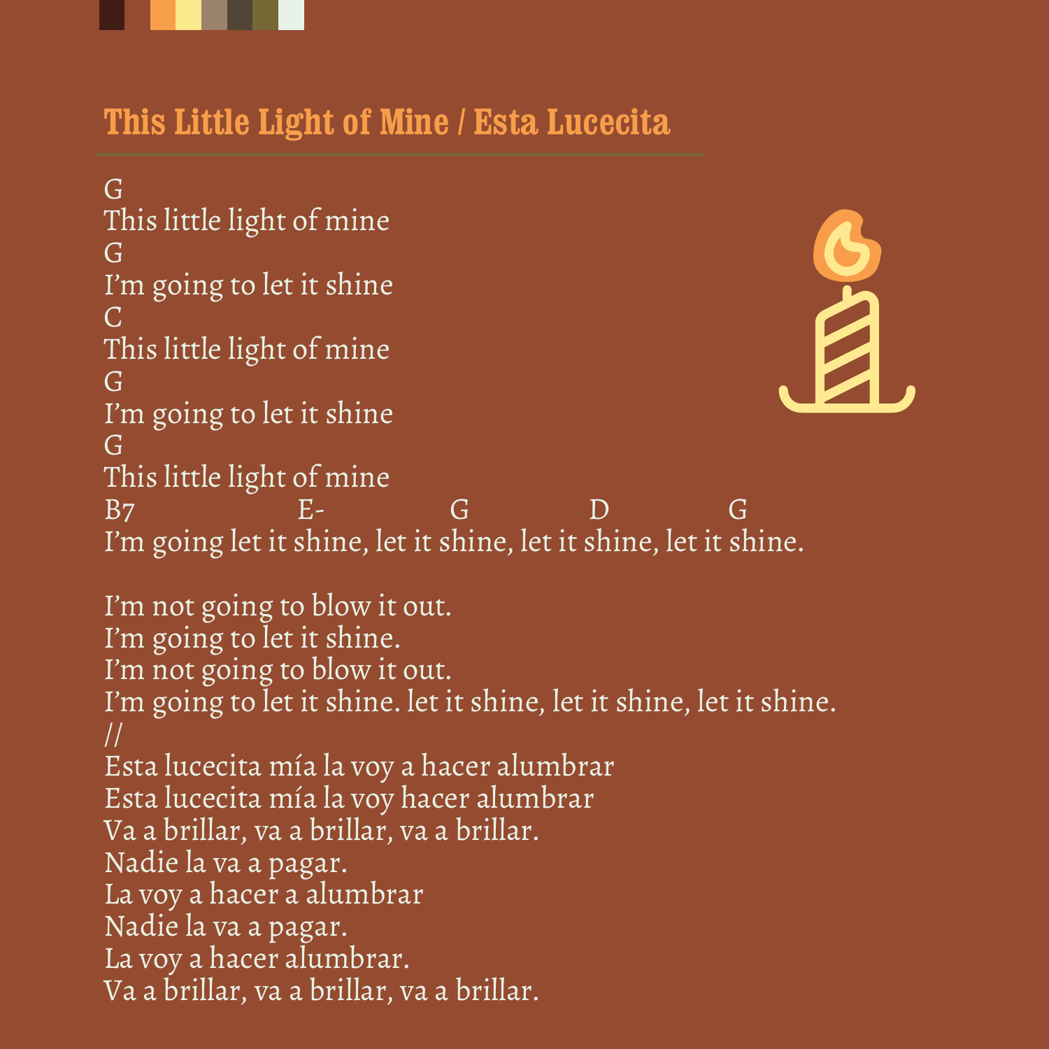## This Little Light of Mine / Esta Lucecita

```
G
This little light of mine
G
I'm going to let it shine
C
This little light of mine
G
I'm going to let it shine
G
This little light of mine
B7                    E-              G              D              G
I'm going let it shine, let it shine, let it shine, let it shine.
```

I'm not going to blow it out.
I'm going to let it shine.
I'm not going to blow it out.
I'm going to let it shine. let it shine, let it shine, let it shine.
//
Esta lucecita mía la voy a hacer alumbrar
Esta lucecita mía la voy hacer alumbrar
Va a brillar, va a brillar, va a brillar.
Nadie la va a pagar.
La voy a hacer a alumbrar
Nadie la va a pagar.
La voy a hacer alumbrar.
Va a brillar, va a brillar, va a brillar.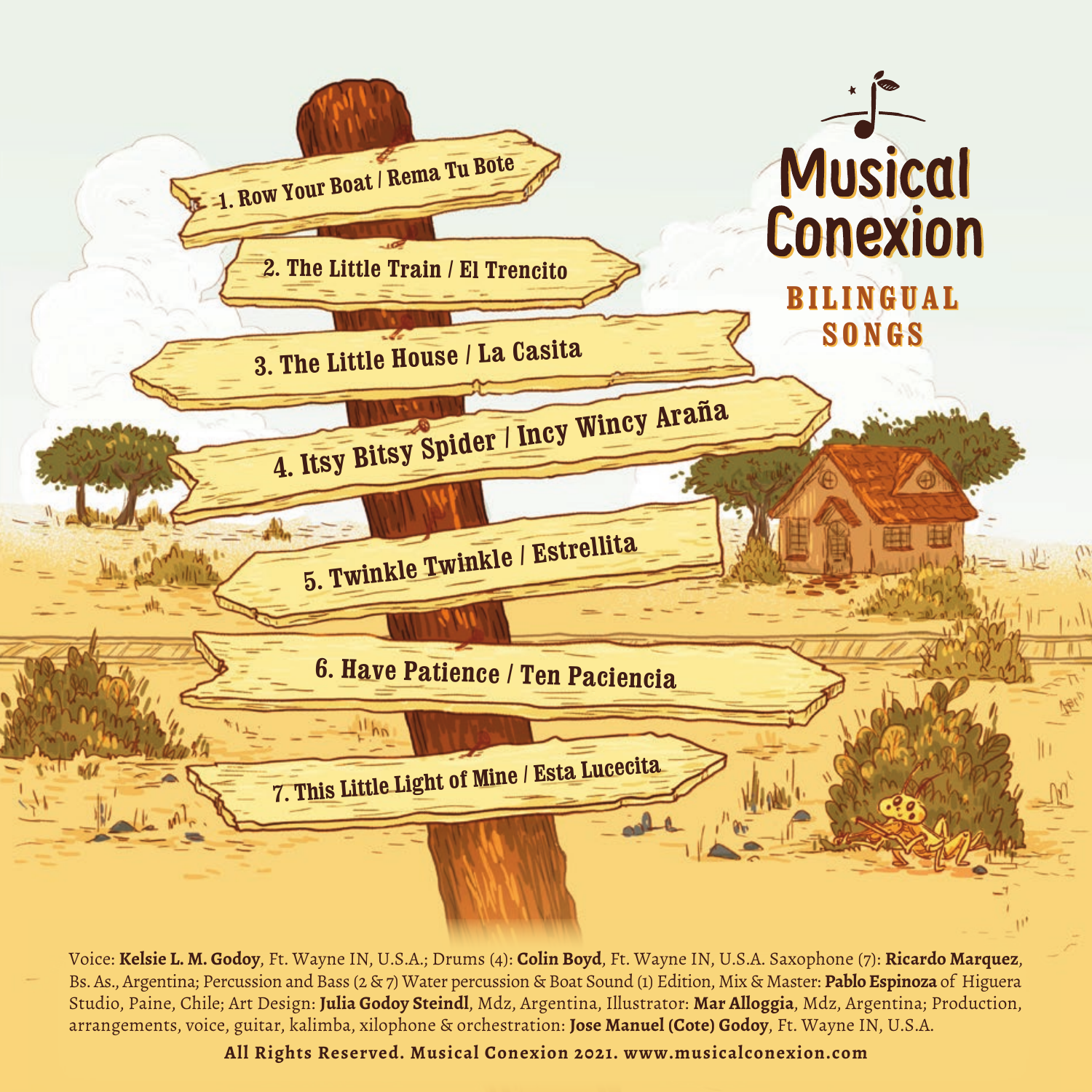# Musical Conexion

## BILINGUAL SONGS

1. Row Your Boat / Rema Tu Bote
2. The Little Train / El Trencito
3. The Little House / La Casita
4. Itsy Bitsy Spider / Incy Wincy Araña
5. Twinkle Twinkle / Estrellita
6. Have Patience / Ten Paciencia
7. This Little Light of Mine / Esta Lucecita

Voice: **Kelsie L. M. Godoy**, Ft. Wayne IN, U.S.A.; Drums (4): **Colin Boyd**, Ft. Wayne IN, U.S.A. Saxophone (7): **Ricardo Marquez**, Bs. As., Argentina; Percussion and Bass (2 & 7) Water percussion & Boat Sound (1) Edition, Mix & Master: **Pablo Espinoza** of Higuera Studio, Paine, Chile; Art Design: **Julia Godoy Steindl**, Mdz, Argentina, Illustrator: **Mar Alloggia**, Mdz, Argentina; Production, arrangements, voice, guitar, kalimba, xilophone & orchestration: **Jose Manuel (Cote) Godoy**, Ft. Wayne IN, U.S.A.

**All Rights Reserved. Musical Conexion 2021. www.musicalconexion.com**